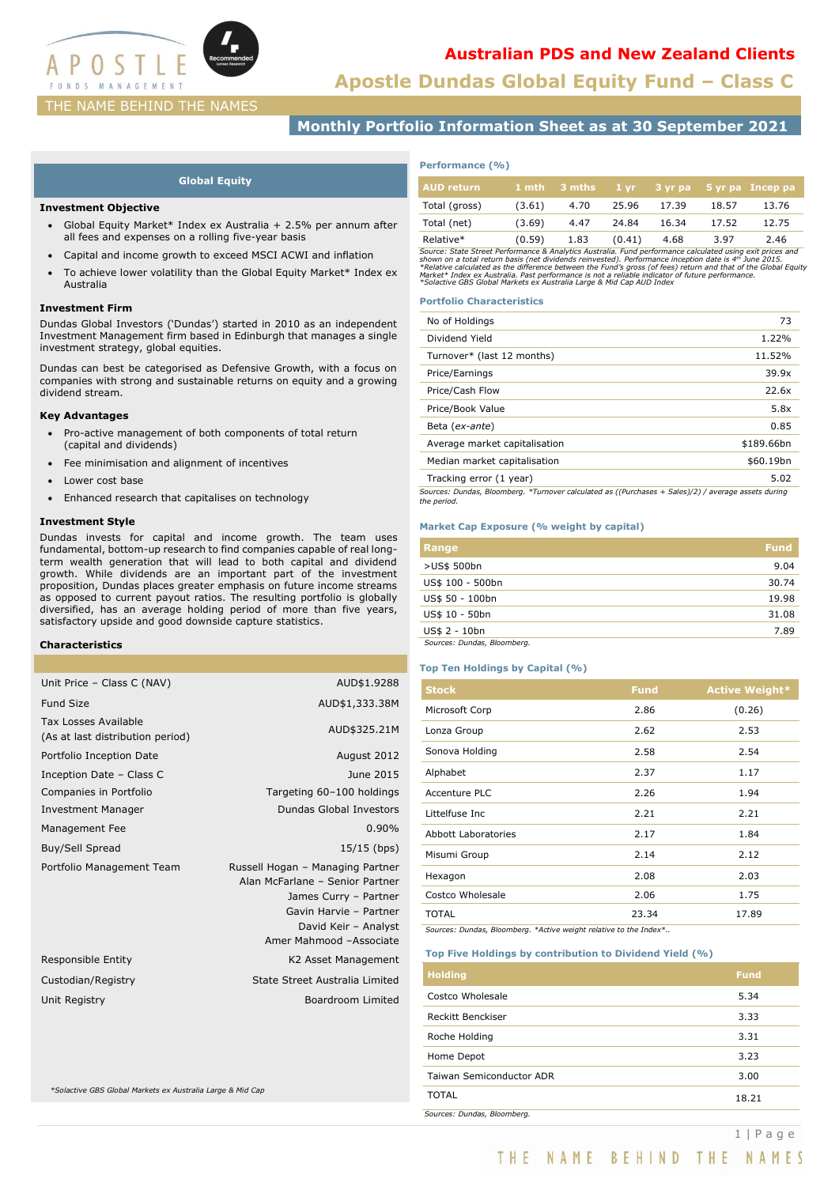# Australian PDS and New Zealand Clients

# Apostle Dundas Global Equity Fund – Class C

THE NAME BEHIND THE NAMES

## Monthly Portfolio Information Sheet as at 30 September 2021

## Global Equity

### Investment Objective

- Global Equity Market* Index ex Australia + 2.5% per annum after all fees and expenses on a rolling five-year basis
- Capital and income growth to exceed MSCI ACWI and inflation
- To achieve lower volatility than the Global Equity Market* Index ex Australia

### Investment Firm

Dundas Global Investors ('Dundas') started in 2010 as an independent Investment Management firm based in Edinburgh that manages a single investment strategy, global equities.

Dundas can best be categorised as Defensive Growth, with a focus on companies with strong and sustainable returns on equity and a growing dividend stream.

### Key Advantages

- Pro-active management of both components of total return (capital and dividends)
- Fee minimisation and alignment of incentives
- Lower cost base
- Enhanced research that capitalises on technology

### Investment Style

Dundas invests for capital and income growth. The team uses fundamental, bottom-up research to find companies capable of real long-term wealth generation that will lead to both capital and dividend growth. While dividends are an important part of the investment proposition, Dundas places greater emphasis on future income streams as opposed to current payout ratios. The resulting portfolio is globally diversified, has an average holding period of more than five years, satisfactory upside and good downside capture statistics.

### Characteristics

| | |
|---|---|
| Unit Price – Class C (NAV) | AUD$1.9288 |
| Fund Size | AUD$1,333.38M |
| Tax Losses Available (As at last distribution period) | AUD$325.21M |
| Portfolio Inception Date | August 2012 |
| Inception Date – Class C | June 2015 |
| Companies in Portfolio | Targeting 60–100 holdings |
| Investment Manager | Dundas Global Investors |
| Management Fee | 0.90% |
| Buy/Sell Spread | 15/15 (bps) |
| Portfolio Management Team | Russell Hogan – Managing Partner<br>Alan McFarlane – Senior Partner<br>James Curry – Partner<br>Gavin Harvie – Partner<br>David Keir – Analyst<br>Amer Mahmood –Associate |
| Responsible Entity | K2 Asset Management |
| Custodian/Registry | State Street Australia Limited |
| Unit Registry | Boardroom Limited |

*Solactive GBS Global Markets ex Australia Large & Mid Cap

### Performance (%)

| AUD return | 1 mth | 3 mths | 1 yr | 3 yr pa | 5 yr pa | Incep pa |
|---|---|---|---|---|---|---|
| Total (gross) | (3.61) | 4.70 | 25.96 | 17.39 | 18.57 | 13.76 |
| Total (net) | (3.69) | 4.47 | 24.84 | 16.34 | 17.52 | 12.75 |
| Relative* | (0.59) | 1.83 | (0.41) | 4.68 | 3.97 | 2.46 |

*Source: State Street Performance & Analytics Australia. Fund performance calculated using exit prices and shown on a total return basis (net dividends reinvested). Performance inception date is 4th June 2015. *Relative calculated as the difference between the Fund's gross (of fees) return and that of the Global Equity Market* Index ex Australia. Past performance is not a reliable indicator of future performance. *Solactive GBS Global Markets ex Australia Large & Mid Cap AUD Index*

### Portfolio Characteristics

| | |
|---|---|
| No of Holdings | 73 |
| Dividend Yield | 1.22% |
| Turnover* (last 12 months) | 11.52% |
| Price/Earnings | 39.9x |
| Price/Cash Flow | 22.6x |
| Price/Book Value | 5.8x |
| Beta (*ex-ante*) | 0.85 |
| Average market capitalisation | $189.66bn |
| Median market capitalisation | $60.19bn |
| Tracking error (1 year) | 5.02 |

*Sources: Dundas, Bloomberg. *Turnover calculated as ((Purchases + Sales)/2) / average assets during the period.*

### Market Cap Exposure (% weight by capital)

| Range | Fund |
|---|---|
| >US$ 500bn | 9.04 |
| US$ 100 - 500bn | 30.74 |
| US$ 50 - 100bn | 19.98 |
| US$ 10 - 50bn | 31.08 |
| US$ 2 - 10bn | 7.89 |

*Sources: Dundas, Bloomberg.*

### Top Ten Holdings by Capital (%)

| Stock | Fund | Active Weight* |
|---|---|---|
| Microsoft Corp | 2.86 | (0.26) |
| Lonza Group | 2.62 | 2.53 |
| Sonova Holding | 2.58 | 2.54 |
| Alphabet | 2.37 | 1.17 |
| Accenture PLC | 2.26 | 1.94 |
| Littelfuse Inc | 2.21 | 2.21 |
| Abbott Laboratories | 2.17 | 1.84 |
| Misumi Group | 2.14 | 2.12 |
| Hexagon | 2.08 | 2.03 |
| Costco Wholesale | 2.06 | 1.75 |
| TOTAL | 23.34 | 17.89 |

*Sources: Dundas, Bloomberg. *Active weight relative to the Index*.*

### Top Five Holdings by contribution to Dividend Yield (%)

| Holding | Fund |
|---|---|
| Costco Wholesale | 5.34 |
| Reckitt Benckiser | 3.33 |
| Roche Holding | 3.31 |
| Home Depot | 3.23 |
| Taiwan Semiconductor ADR | 3.00 |
| TOTAL | 18.21 |

*Sources: Dundas, Bloomberg.*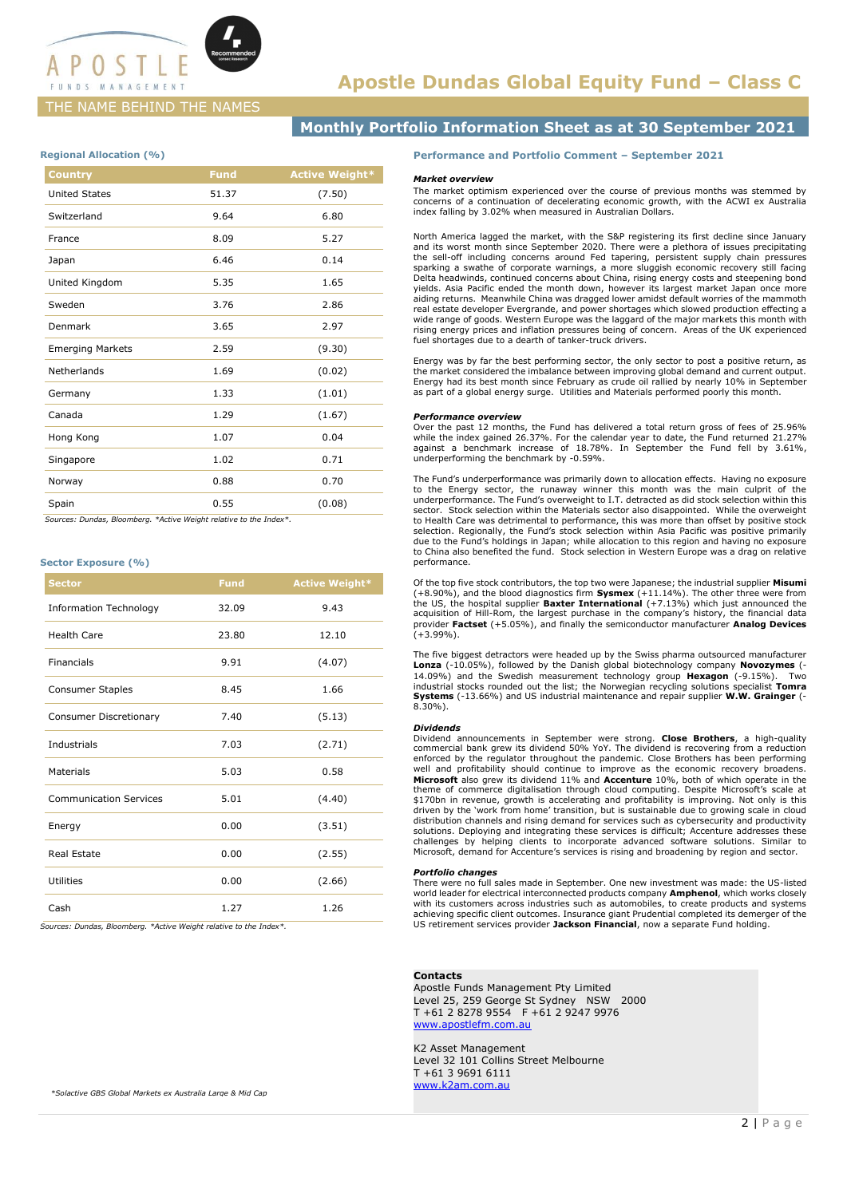# Apostle Dundas Global Equity Fund – Class C

THE NAME BEHIND THE NAMES

## Monthly Portfolio Information Sheet as at 30 September 2021

### Regional Allocation (%)

| Country | Fund | Active Weight* |
|---|---|---|
| United States | 51.37 | (7.50) |
| Switzerland | 9.64 | 6.80 |
| France | 8.09 | 5.27 |
| Japan | 6.46 | 0.14 |
| United Kingdom | 5.35 | 1.65 |
| Sweden | 3.76 | 2.86 |
| Denmark | 3.65 | 2.97 |
| Emerging Markets | 2.59 | (9.30) |
| Netherlands | 1.69 | (0.02) |
| Germany | 1.33 | (1.01) |
| Canada | 1.29 | (1.67) |
| Hong Kong | 1.07 | 0.04 |
| Singapore | 1.02 | 0.71 |
| Norway | 0.88 | 0.70 |
| Spain | 0.55 | (0.08) |

*Sources: Dundas, Bloomberg. *Active Weight relative to the Index*.*

### Sector Exposure (%)

| Sector | Fund | Active Weight* |
|---|---|---|
| Information Technology | 32.09 | 9.43 |
| Health Care | 23.80 | 12.10 |
| Financials | 9.91 | (4.07) |
| Consumer Staples | 8.45 | 1.66 |
| Consumer Discretionary | 7.40 | (5.13) |
| Industrials | 7.03 | (2.71) |
| Materials | 5.03 | 0.58 |
| Communication Services | 5.01 | (4.40) |
| Energy | 0.00 | (3.51) |
| Real Estate | 0.00 | (2.55) |
| Utilities | 0.00 | (2.66) |
| Cash | 1.27 | 1.26 |

*Sources: Dundas, Bloomberg. *Active Weight relative to the Index*.*

*Solactive GBS Global Markets ex Australia Large & Mid Cap

### Performance and Portfolio Comment – September 2021

***Market overview***

The market optimism experienced over the course of previous months was stemmed by concerns of a continuation of decelerating economic growth, with the ACWI ex Australia index falling by 3.02% when measured in Australian Dollars.

North America lagged the market, with the S&P registering its first decline since January and its worst month since September 2020. There were a plethora of issues precipitating the sell-off including concerns around Fed tapering, persistent supply chain pressures sparking a swathe of corporate warnings, a more sluggish economic recovery still facing Delta headwinds, continued concerns about China, rising energy costs and steepening bond yields. Asia Pacific ended the month down, however its largest market Japan once more aiding returns. Meanwhile China was dragged lower amidst default worries of the mammoth real estate developer Evergrande, and power shortages which slowed production effecting a wide range of goods. Western Europe was the laggard of the major markets this month with rising energy prices and inflation pressures being of concern. Areas of the UK experienced fuel shortages due to a dearth of tanker-truck drivers.

Energy was by far the best performing sector, the only sector to post a positive return, as the market considered the imbalance between improving global demand and current output. Energy had its best month since February as crude oil rallied by nearly 10% in September as part of a global energy surge. Utilities and Materials performed poorly this month.

***Performance overview***

Over the past 12 months, the Fund has delivered a total return gross of fees of 25.96% while the index gained 26.37%. For the calendar year to date, the Fund returned 21.27% against a benchmark increase of 18.78%. In September the Fund fell by 3.61%, underperforming the benchmark by -0.59%.

The Fund's underperformance was primarily down to allocation effects. Having no exposure to the Energy sector, the runaway winner this month was the main culprit of the underperformance. The Fund's overweight to I.T. detracted as did stock selection within this sector. Stock selection within the Materials sector also disappointed. While the overweight to Health Care was detrimental to performance, this was more than offset by positive stock selection. Regionally, the Fund's stock selection within Asia Pacific was positive primarily due to the Fund's holdings in Japan; while allocation to this region and having no exposure to China also benefited the fund. Stock selection in Western Europe was a drag on relative performance.

Of the top five stock contributors, the top two were Japanese; the industrial supplier **Misumi** (+8.90%), and the blood diagnostics firm **Sysmex** (+11.14%). The other three were from the US, the hospital supplier **Baxter International** (+7.13%) which just announced the acquisition of Hill-Rom, the largest purchase in the company's history, the financial data provider **Factset** (+5.05%), and finally the semiconductor manufacturer **Analog Devices** (+3.99%).

The five biggest detractors were headed up by the Swiss pharma outsourced manufacturer **Lonza** (-10.05%), followed by the Danish global biotechnology company **Novozymes** (-14.09%) and the Swedish measurement technology group **Hexagon** (-9.15%). Two industrial stocks rounded out the list; the Norwegian recycling solutions specialist **Tomra Systems** (-13.66%) and US industrial maintenance and repair supplier **W.W. Grainger** (-8.30%).

***Dividends***

Dividend announcements in September were strong. **Close Brothers**, a high-quality commercial bank grew its dividend 50% YoY. The dividend is recovering from a reduction enforced by the regulator throughout the pandemic. Close Brothers has been performing well and profitability should continue to improve as the economic recovery broadens. **Microsoft** also grew its dividend 11% and **Accenture** 10%, both of which operate in the theme of commerce digitalisation through cloud computing. Despite Microsoft's scale at $170bn in revenue, growth is accelerating and profitability is improving. Not only is this driven by the 'work from home' transition, but is sustainable due to growing scale in cloud distribution channels and rising demand for services such as cybersecurity and productivity solutions. Deploying and integrating these services is difficult; Accenture addresses these challenges by helping clients to incorporate advanced software solutions. Similar to Microsoft, demand for Accenture's services is rising and broadening by region and sector.

***Portfolio changes***

There were no full sales made in September. One new investment was made: the US-listed world leader for electrical interconnected products company **Amphenol**, which works closely with its customers across industries such as automobiles, to create products and systems achieving specific client outcomes. Insurance giant Prudential completed its demerger of the US retirement services provider **Jackson Financial**, now a separate Fund holding.

**Contacts**

Apostle Funds Management Pty Limited
Level 25, 259 George St Sydney NSW 2000
T +61 2 8278 9554 F +61 2 9247 9976
www.apostlefm.com.au

K2 Asset Management
Level 32 101 Collins Street Melbourne
T +61 3 9691 6111
www.k2am.com.au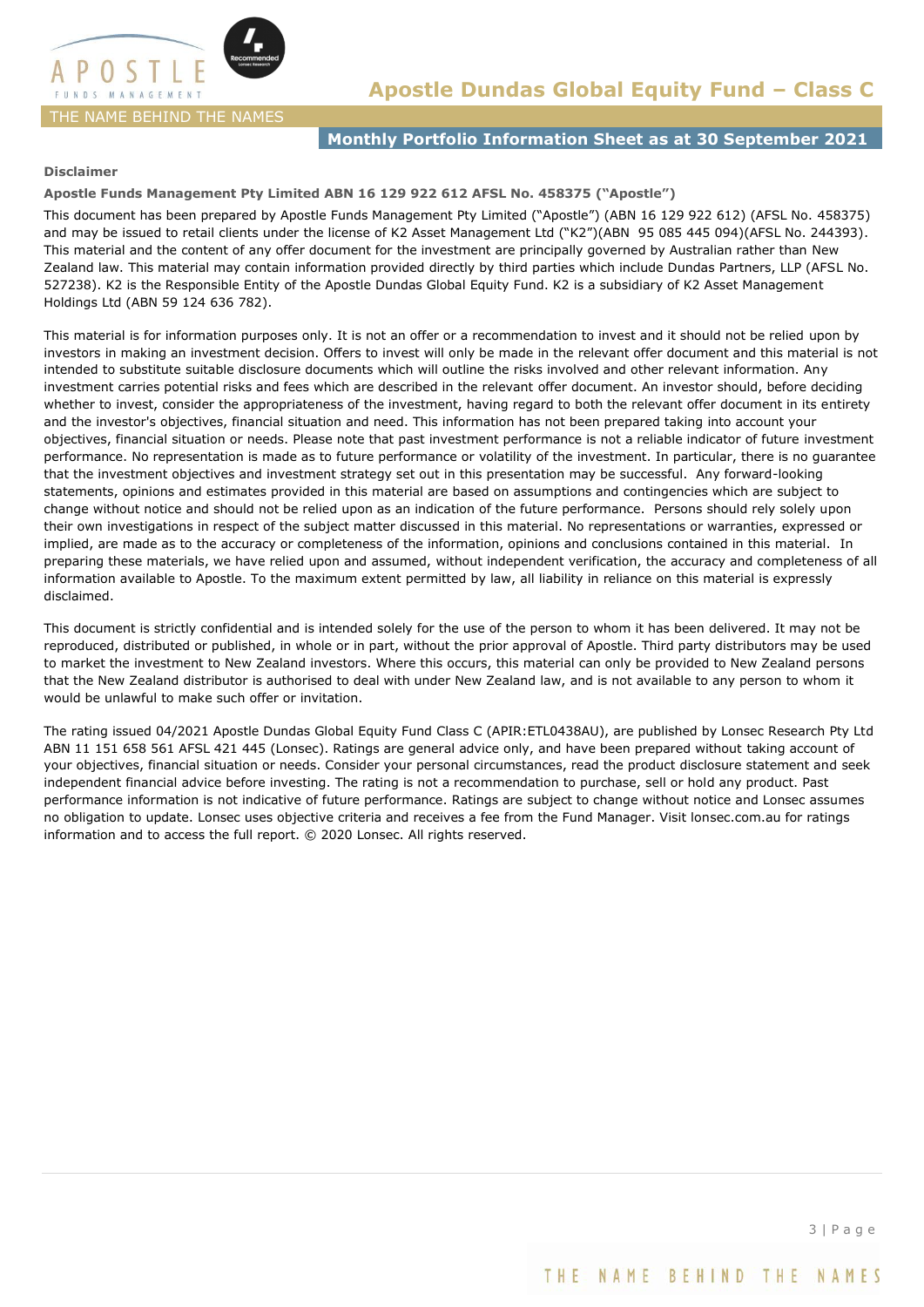**Disclaimer**

**Apostle Funds Management Pty Limited ABN 16 129 922 612 AFSL No. 458375 ("Apostle")**

This document has been prepared by Apostle Funds Management Pty Limited ("Apostle") (ABN 16 129 922 612) (AFSL No. 458375) and may be issued to retail clients under the license of K2 Asset Management Ltd ("K2")(ABN 95 085 445 094)(AFSL No. 244393). This material and the content of any offer document for the investment are principally governed by Australian rather than New Zealand law. This material may contain information provided directly by third parties which include Dundas Partners, LLP (AFSL No. 527238). K2 is the Responsible Entity of the Apostle Dundas Global Equity Fund. K2 is a subsidiary of K2 Asset Management Holdings Ltd (ABN 59 124 636 782).

This material is for information purposes only. It is not an offer or a recommendation to invest and it should not be relied upon by investors in making an investment decision. Offers to invest will only be made in the relevant offer document and this material is not intended to substitute suitable disclosure documents which will outline the risks involved and other relevant information. Any investment carries potential risks and fees which are described in the relevant offer document. An investor should, before deciding whether to invest, consider the appropriateness of the investment, having regard to both the relevant offer document in its entirety and the investor's objectives, financial situation and need. This information has not been prepared taking into account your objectives, financial situation or needs. Please note that past investment performance is not a reliable indicator of future investment performance. No representation is made as to future performance or volatility of the investment. In particular, there is no guarantee that the investment objectives and investment strategy set out in this presentation may be successful. Any forward-looking statements, opinions and estimates provided in this material are based on assumptions and contingencies which are subject to change without notice and should not be relied upon as an indication of the future performance. Persons should rely solely upon their own investigations in respect of the subject matter discussed in this material. No representations or warranties, expressed or implied, are made as to the accuracy or completeness of the information, opinions and conclusions contained in this material. In preparing these materials, we have relied upon and assumed, without independent verification, the accuracy and completeness of all information available to Apostle. To the maximum extent permitted by law, all liability in reliance on this material is expressly disclaimed.

This document is strictly confidential and is intended solely for the use of the person to whom it has been delivered. It may not be reproduced, distributed or published, in whole or in part, without the prior approval of Apostle. Third party distributors may be used to market the investment to New Zealand investors. Where this occurs, this material can only be provided to New Zealand persons that the New Zealand distributor is authorised to deal with under New Zealand law, and is not available to any person to whom it would be unlawful to make such offer or invitation.

The rating issued 04/2021 Apostle Dundas Global Equity Fund Class C (APIR:ETL0438AU), are published by Lonsec Research Pty Ltd ABN 11 151 658 561 AFSL 421 445 (Lonsec). Ratings are general advice only, and have been prepared without taking account of your objectives, financial situation or needs. Consider your personal circumstances, read the product disclosure statement and seek independent financial advice before investing. The rating is not a recommendation to purchase, sell or hold any product. Past performance information is not indicative of future performance. Ratings are subject to change without notice and Lonsec assumes no obligation to update. Lonsec uses objective criteria and receives a fee from the Fund Manager. Visit lonsec.com.au for ratings information and to access the full report. © 2020 Lonsec. All rights reserved.